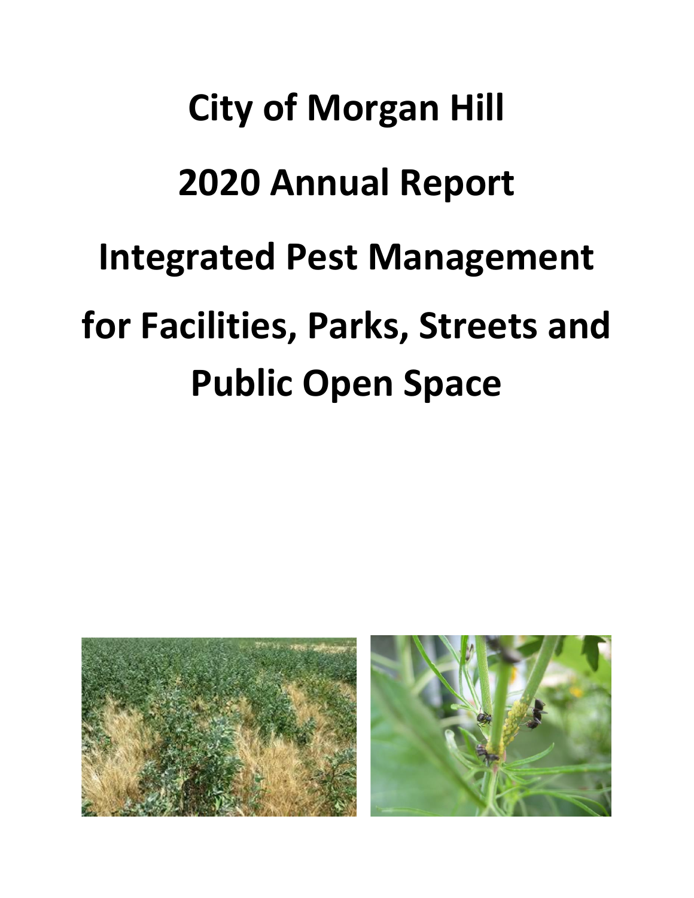# City of Morgan Hill

# 2020 Annual Report

# Integrated Pest Management

# for Facilities, Parks, Streets and Public Open Space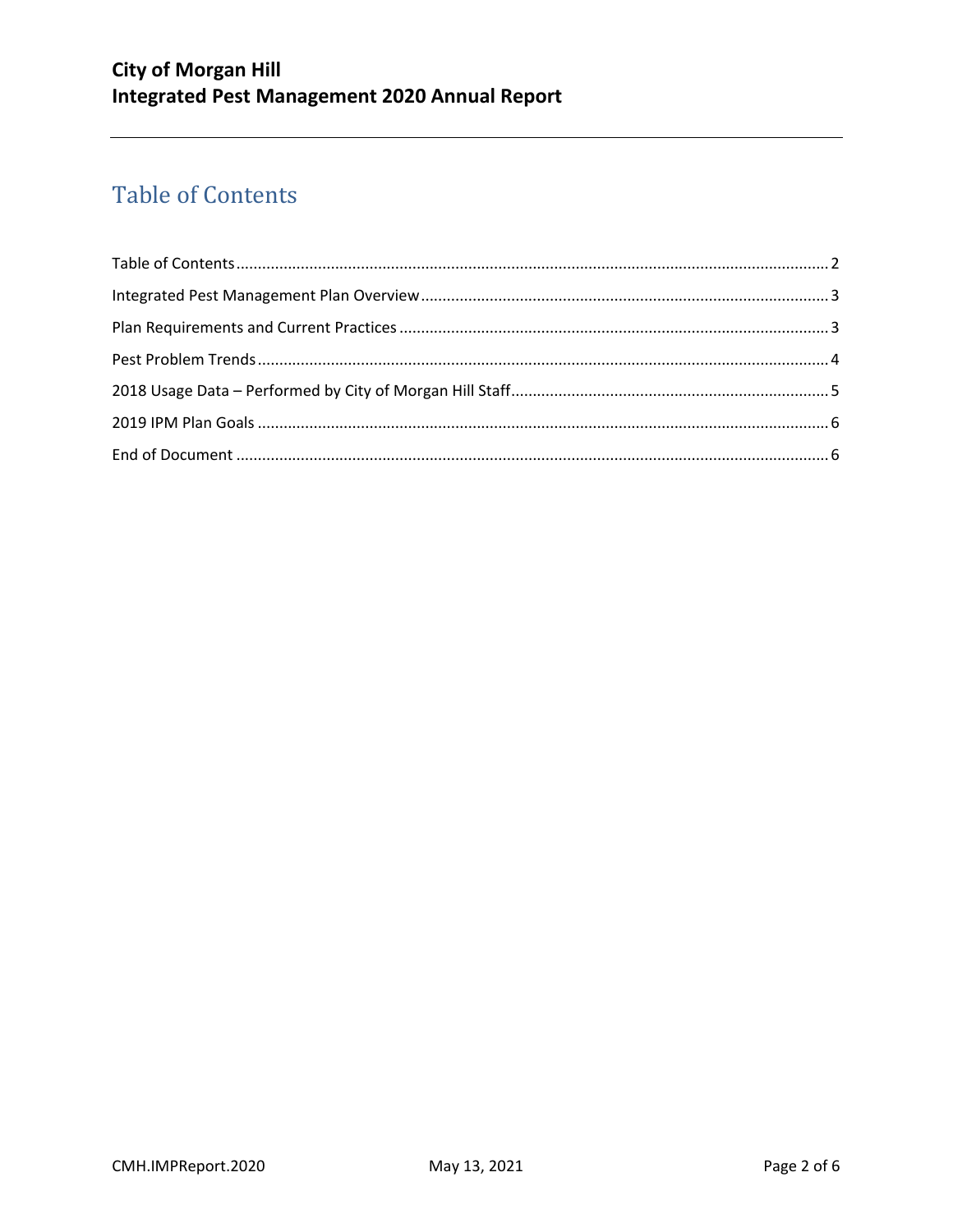# Table of Contents

Table of Contents ........................................................................................................................................ 2

Integrated Pest Management Plan Overview .............................................................................................. 3

Plan Requirements and Current Practices ................................................................................................... 3

Pest Problem Trends .................................................................................................................................... 4

2018 Usage Data – Performed by City of Morgan Hill Staff ......................................................................... 5

2019 IPM Plan Goals .................................................................................................................................... 6

End of Document ......................................................................................................................................... 6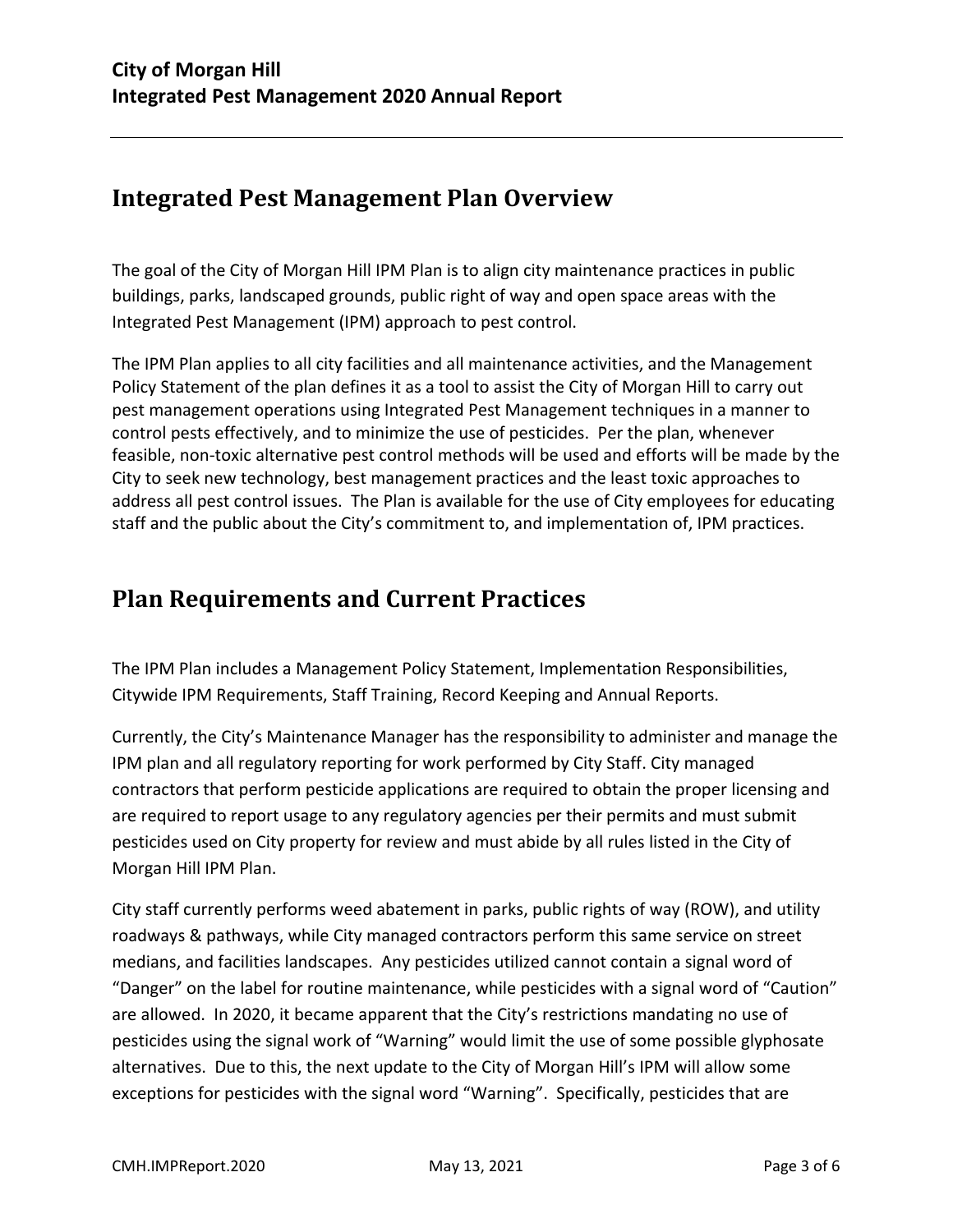## Integrated Pest Management Plan Overview

The goal of the City of Morgan Hill IPM Plan is to align city maintenance practices in public buildings, parks, landscaped grounds, public right of way and open space areas with the Integrated Pest Management (IPM) approach to pest control.

The IPM Plan applies to all city facilities and all maintenance activities, and the Management Policy Statement of the plan defines it as a tool to assist the City of Morgan Hill to carry out pest management operations using Integrated Pest Management techniques in a manner to control pests effectively, and to minimize the use of pesticides. Per the plan, whenever feasible, non-toxic alternative pest control methods will be used and efforts will be made by the City to seek new technology, best management practices and the least toxic approaches to address all pest control issues. The Plan is available for the use of City employees for educating staff and the public about the City's commitment to, and implementation of, IPM practices.

## Plan Requirements and Current Practices

The IPM Plan includes a Management Policy Statement, Implementation Responsibilities, Citywide IPM Requirements, Staff Training, Record Keeping and Annual Reports.

Currently, the City's Maintenance Manager has the responsibility to administer and manage the IPM plan and all regulatory reporting for work performed by City Staff. City managed contractors that perform pesticide applications are required to obtain the proper licensing and are required to report usage to any regulatory agencies per their permits and must submit pesticides used on City property for review and must abide by all rules listed in the City of Morgan Hill IPM Plan.

City staff currently performs weed abatement in parks, public rights of way (ROW), and utility roadways & pathways, while City managed contractors perform this same service on street medians, and facilities landscapes. Any pesticides utilized cannot contain a signal word of "Danger" on the label for routine maintenance, while pesticides with a signal word of "Caution" are allowed. In 2020, it became apparent that the City's restrictions mandating no use of pesticides using the signal work of "Warning" would limit the use of some possible glyphosate alternatives. Due to this, the next update to the City of Morgan Hill's IPM will allow some exceptions for pesticides with the signal word "Warning". Specifically, pesticides that are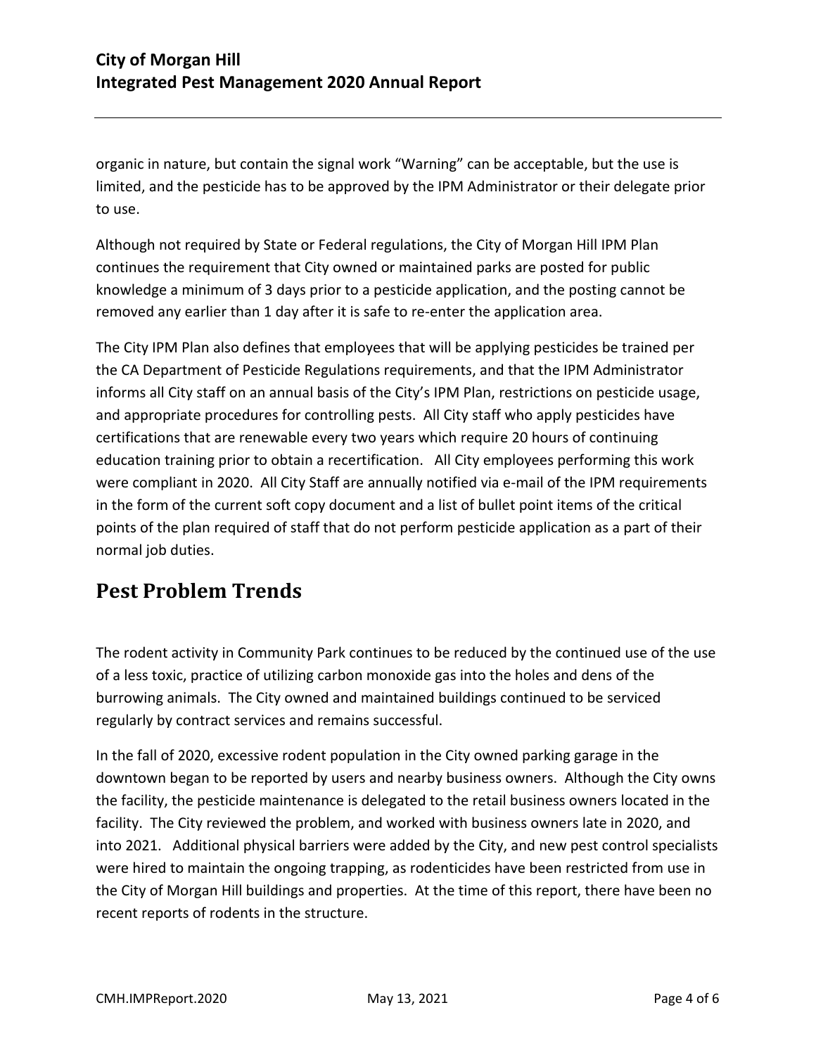organic in nature, but contain the signal work "Warning" can be acceptable, but the use is limited, and the pesticide has to be approved by the IPM Administrator or their delegate prior to use.

Although not required by State or Federal regulations, the City of Morgan Hill IPM Plan continues the requirement that City owned or maintained parks are posted for public knowledge a minimum of 3 days prior to a pesticide application, and the posting cannot be removed any earlier than 1 day after it is safe to re-enter the application area.

The City IPM Plan also defines that employees that will be applying pesticides be trained per the CA Department of Pesticide Regulations requirements, and that the IPM Administrator informs all City staff on an annual basis of the City's IPM Plan, restrictions on pesticide usage, and appropriate procedures for controlling pests. All City staff who apply pesticides have certifications that are renewable every two years which require 20 hours of continuing education training prior to obtain a recertification. All City employees performing this work were compliant in 2020. All City Staff are annually notified via e-mail of the IPM requirements in the form of the current soft copy document and a list of bullet point items of the critical points of the plan required of staff that do not perform pesticide application as a part of their normal job duties.

## Pest Problem Trends

The rodent activity in Community Park continues to be reduced by the continued use of the use of a less toxic, practice of utilizing carbon monoxide gas into the holes and dens of the burrowing animals. The City owned and maintained buildings continued to be serviced regularly by contract services and remains successful.

In the fall of 2020, excessive rodent population in the City owned parking garage in the downtown began to be reported by users and nearby business owners. Although the City owns the facility, the pesticide maintenance is delegated to the retail business owners located in the facility. The City reviewed the problem, and worked with business owners late in 2020, and into 2021. Additional physical barriers were added by the City, and new pest control specialists were hired to maintain the ongoing trapping, as rodenticides have been restricted from use in the City of Morgan Hill buildings and properties. At the time of this report, there have been no recent reports of rodents in the structure.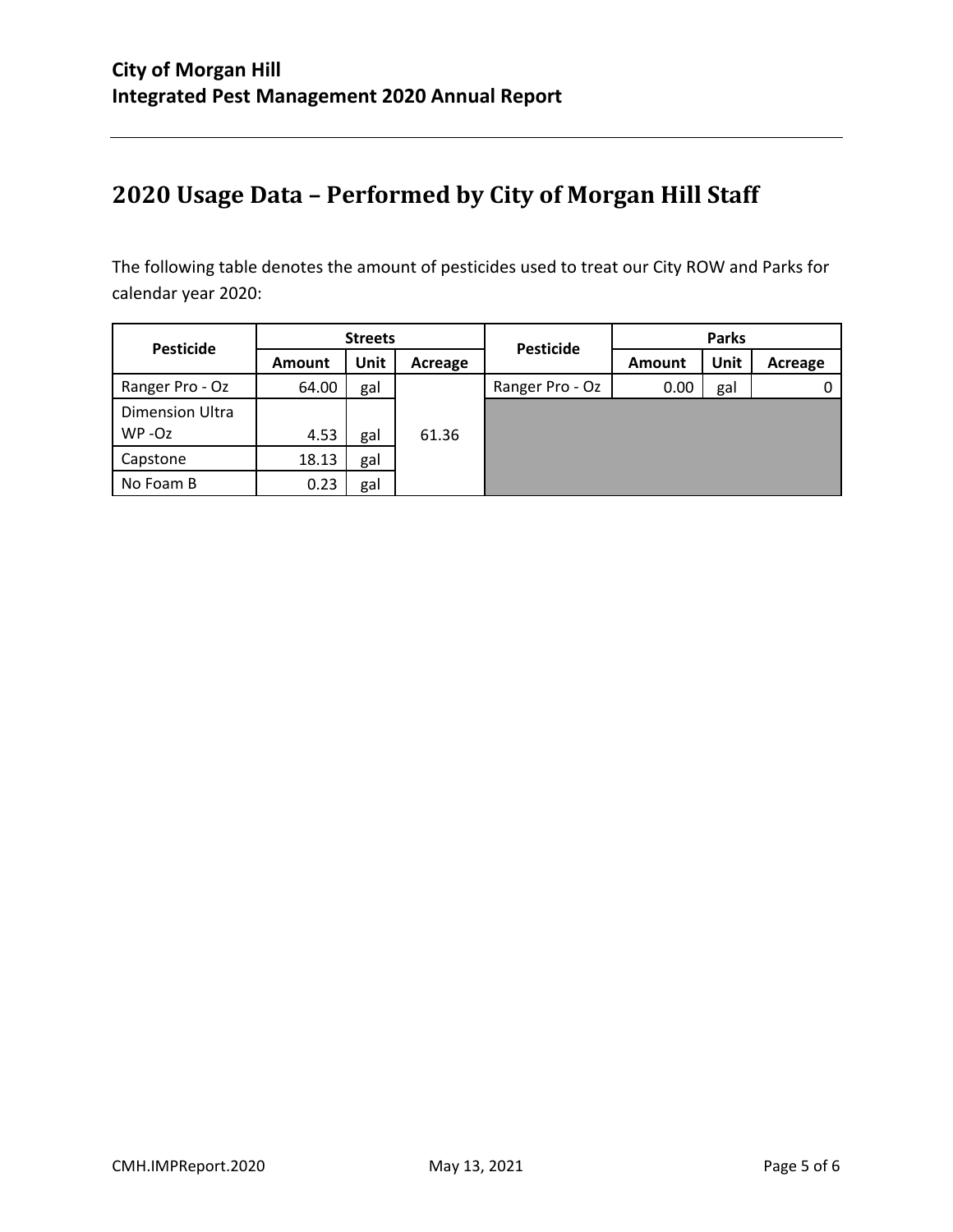## 2020 Usage Data – Performed by City of Morgan Hill Staff

The following table denotes the amount of pesticides used to treat our City ROW and Parks for calendar year 2020:

| Pesticide | Streets | | | Pesticide | Parks | | |
|---|---|---|---|---|---|---|---|
| | Amount | Unit | Acreage | | Amount | Unit | Acreage |
| Ranger Pro - Oz | 64.00 | gal | 61.36 | Ranger Pro - Oz | 0.00 | gal | 0 |
| Dimension Ultra WP -Oz | 4.53 | gal | | | | | |
| Capstone | 18.13 | gal | | | | | |
| No Foam B | 0.23 | gal | | | | | |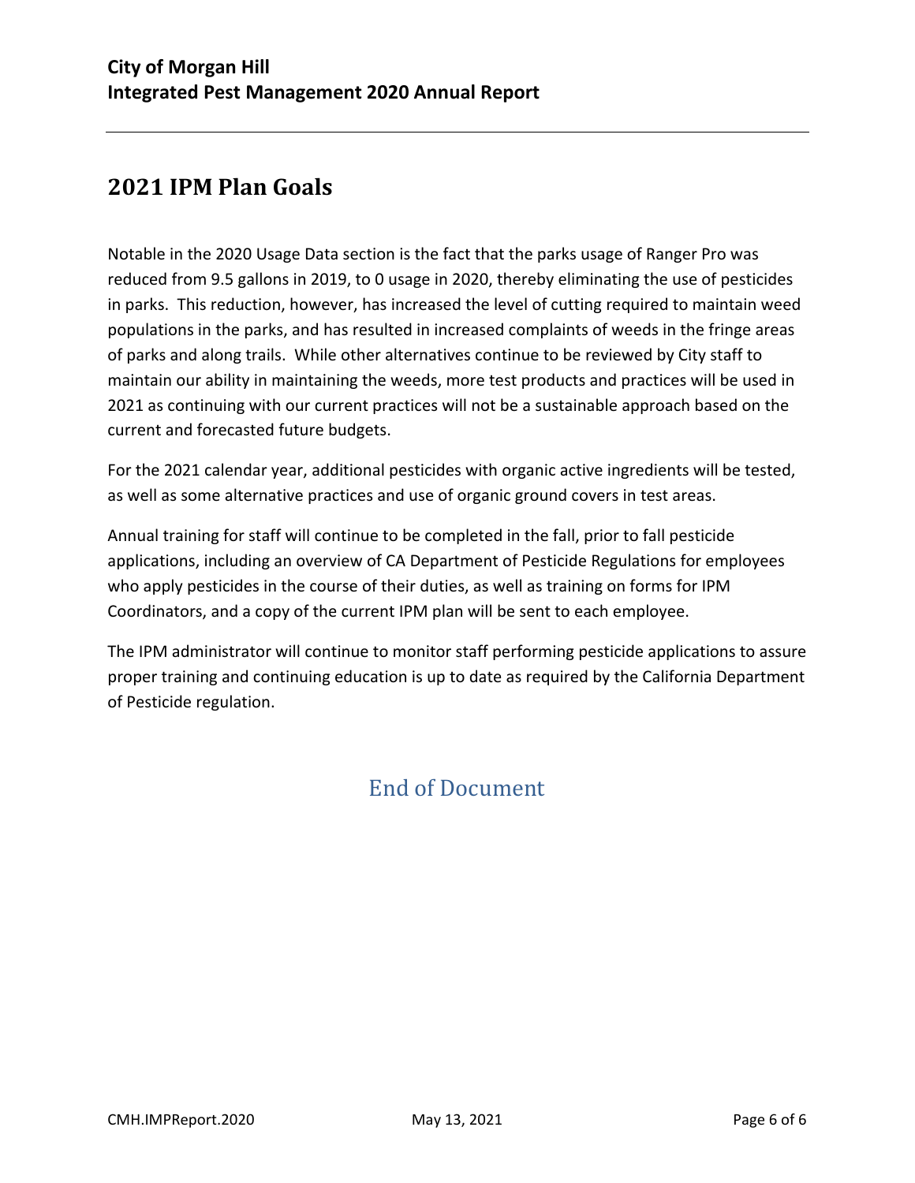## 2021 IPM Plan Goals

Notable in the 2020 Usage Data section is the fact that the parks usage of Ranger Pro was reduced from 9.5 gallons in 2019, to 0 usage in 2020, thereby eliminating the use of pesticides in parks. This reduction, however, has increased the level of cutting required to maintain weed populations in the parks, and has resulted in increased complaints of weeds in the fringe areas of parks and along trails. While other alternatives continue to be reviewed by City staff to maintain our ability in maintaining the weeds, more test products and practices will be used in 2021 as continuing with our current practices will not be a sustainable approach based on the current and forecasted future budgets.

For the 2021 calendar year, additional pesticides with organic active ingredients will be tested, as well as some alternative practices and use of organic ground covers in test areas.

Annual training for staff will continue to be completed in the fall, prior to fall pesticide applications, including an overview of CA Department of Pesticide Regulations for employees who apply pesticides in the course of their duties, as well as training on forms for IPM Coordinators, and a copy of the current IPM plan will be sent to each employee.

The IPM administrator will continue to monitor staff performing pesticide applications to assure proper training and continuing education is up to date as required by the California Department of Pesticide regulation.

End of Document